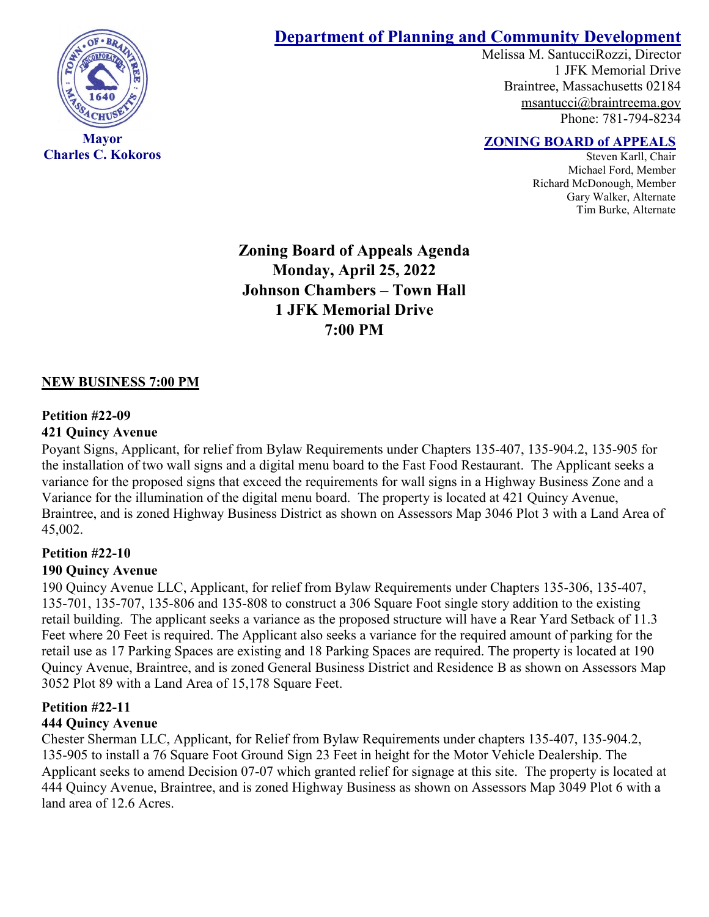**Mayor**
**Charles C. Kokoros**

# Department of Planning and Community Development

Melissa M. SantucciRozzi, Director
1 JFK Memorial Drive
Braintree, Massachusetts 02184
msantucci@braintreema.gov
Phone: 781-794-8234

## ZONING BOARD of APPEALS

Steven Karll, Chair
Michael Ford, Member
Richard McDonough, Member
Gary Walker, Alternate
Tim Burke, Alternate

**Zoning Board of Appeals Agenda**
**Monday, April 25, 2022**
**Johnson Chambers – Town Hall**
**1 JFK Memorial Drive**
**7:00 PM**

**NEW BUSINESS 7:00 PM**

**Petition #22-09**
**421 Quincy Avenue**

Poyant Signs, Applicant, for relief from Bylaw Requirements under Chapters 135-407, 135-904.2, 135-905 for the installation of two wall signs and a digital menu board to the Fast Food Restaurant. The Applicant seeks a variance for the proposed signs that exceed the requirements for wall signs in a Highway Business Zone and a Variance for the illumination of the digital menu board. The property is located at 421 Quincy Avenue, Braintree, and is zoned Highway Business District as shown on Assessors Map 3046 Plot 3 with a Land Area of 45,002.

**Petition #22-10**
**190 Quincy Avenue**

190 Quincy Avenue LLC, Applicant, for relief from Bylaw Requirements under Chapters 135-306, 135-407, 135-701, 135-707, 135-806 and 135-808 to construct a 306 Square Foot single story addition to the existing retail building. The applicant seeks a variance as the proposed structure will have a Rear Yard Setback of 11.3 Feet where 20 Feet is required. The Applicant also seeks a variance for the required amount of parking for the retail use as 17 Parking Spaces are existing and 18 Parking Spaces are required. The property is located at 190 Quincy Avenue, Braintree, and is zoned General Business District and Residence B as shown on Assessors Map 3052 Plot 89 with a Land Area of 15,178 Square Feet.

**Petition #22-11**
**444 Quincy Avenue**

Chester Sherman LLC, Applicant, for Relief from Bylaw Requirements under chapters 135-407, 135-904.2, 135-905 to install a 76 Square Foot Ground Sign 23 Feet in height for the Motor Vehicle Dealership. The Applicant seeks to amend Decision 07-07 which granted relief for signage at this site. The property is located at 444 Quincy Avenue, Braintree, and is zoned Highway Business as shown on Assessors Map 3049 Plot 6 with a land area of 12.6 Acres.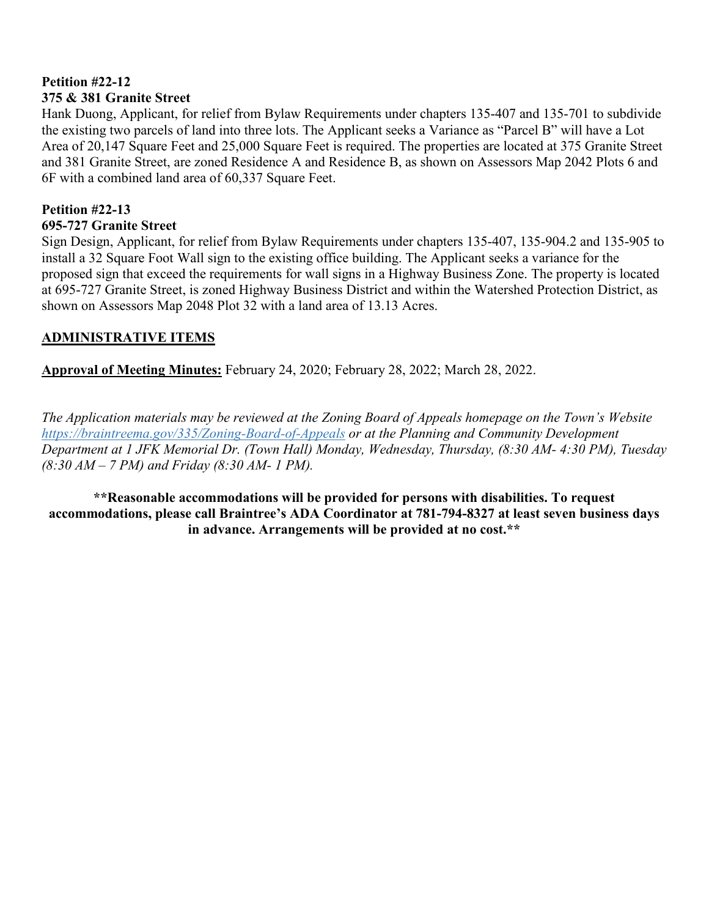**Petition #22-12**
**375 & 381 Granite Street**

Hank Duong, Applicant, for relief from Bylaw Requirements under chapters 135-407 and 135-701 to subdivide the existing two parcels of land into three lots. The Applicant seeks a Variance as "Parcel B" will have a Lot Area of 20,147 Square Feet and 25,000 Square Feet is required. The properties are located at 375 Granite Street and 381 Granite Street, are zoned Residence A and Residence B, as shown on Assessors Map 2042 Plots 6 and 6F with a combined land area of 60,337 Square Feet.

**Petition #22-13**
**695-727 Granite Street**

Sign Design, Applicant, for relief from Bylaw Requirements under chapters 135-407, 135-904.2 and 135-905 to install a 32 Square Foot Wall sign to the existing office building. The Applicant seeks a variance for the proposed sign that exceed the requirements for wall signs in a Highway Business Zone. The property is located at 695-727 Granite Street, is zoned Highway Business District and within the Watershed Protection District, as shown on Assessors Map 2048 Plot 32 with a land area of 13.13 Acres.

**ADMINISTRATIVE ITEMS**

**Approval of Meeting Minutes:** February 24, 2020; February 28, 2022; March 28, 2022.

*The Application materials may be reviewed at the Zoning Board of Appeals homepage on the Town's Website [https://braintreema.gov/335/Zoning-Board-of-Appeals](https://braintreema.gov/335/Zoning-Board-of-Appeals) or at the Planning and Community Development Department at 1 JFK Memorial Dr. (Town Hall) Monday, Wednesday, Thursday, (8:30 AM- 4:30 PM), Tuesday (8:30 AM – 7 PM) and Friday (8:30 AM- 1 PM).*

**\*\*Reasonable accommodations will be provided for persons with disabilities. To request accommodations, please call Braintree's ADA Coordinator at 781-794-8327 at least seven business days in advance. Arrangements will be provided at no cost.\*\***